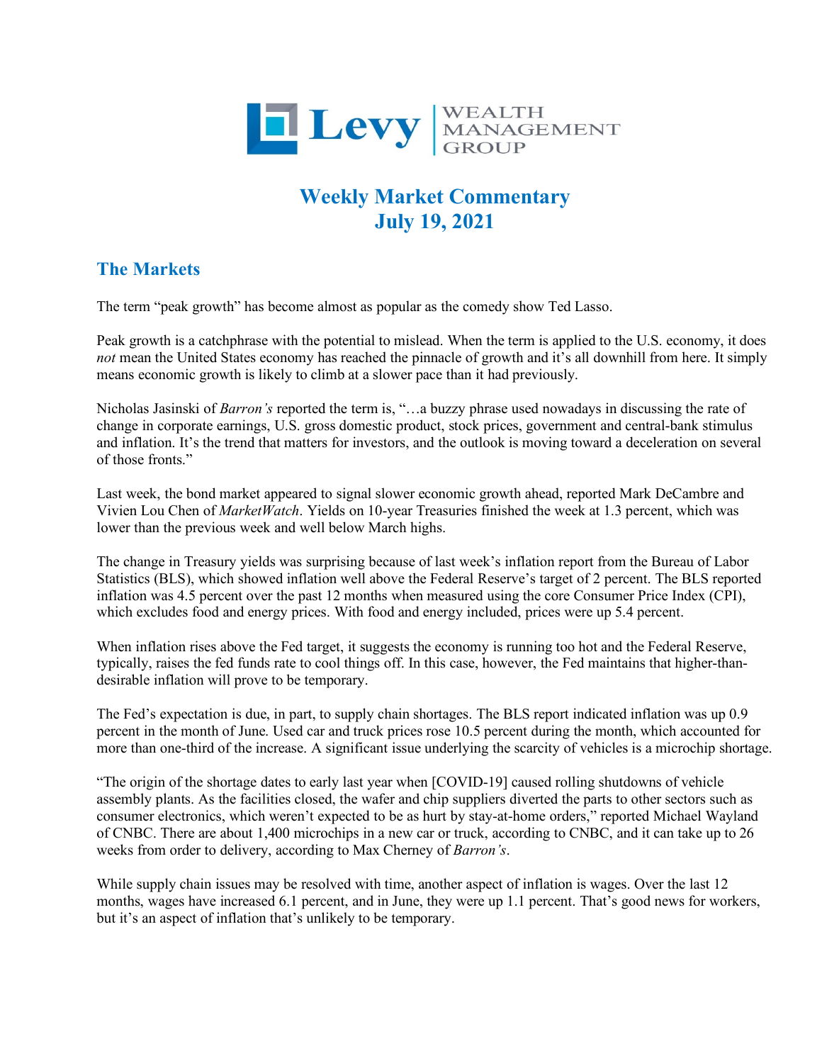Levy WEALTH MANAGEMENT GROUP

# Weekly Market Commentary
# July 19, 2021

## The Markets

The term "peak growth" has become almost as popular as the comedy show Ted Lasso.

Peak growth is a catchphrase with the potential to mislead. When the term is applied to the U.S. economy, it does *not* mean the United States economy has reached the pinnacle of growth and it's all downhill from here. It simply means economic growth is likely to climb at a slower pace than it had previously.

Nicholas Jasinski of *Barron's* reported the term is, "…a buzzy phrase used nowadays in discussing the rate of change in corporate earnings, U.S. gross domestic product, stock prices, government and central-bank stimulus and inflation. It's the trend that matters for investors, and the outlook is moving toward a deceleration on several of those fronts."

Last week, the bond market appeared to signal slower economic growth ahead, reported Mark DeCambre and Vivien Lou Chen of *MarketWatch*. Yields on 10-year Treasuries finished the week at 1.3 percent, which was lower than the previous week and well below March highs.

The change in Treasury yields was surprising because of last week's inflation report from the Bureau of Labor Statistics (BLS), which showed inflation well above the Federal Reserve's target of 2 percent. The BLS reported inflation was 4.5 percent over the past 12 months when measured using the core Consumer Price Index (CPI), which excludes food and energy prices. With food and energy included, prices were up 5.4 percent.

When inflation rises above the Fed target, it suggests the economy is running too hot and the Federal Reserve, typically, raises the fed funds rate to cool things off. In this case, however, the Fed maintains that higher-than-desirable inflation will prove to be temporary.

The Fed's expectation is due, in part, to supply chain shortages. The BLS report indicated inflation was up 0.9 percent in the month of June. Used car and truck prices rose 10.5 percent during the month, which accounted for more than one-third of the increase. A significant issue underlying the scarcity of vehicles is a microchip shortage.

"The origin of the shortage dates to early last year when [COVID-19] caused rolling shutdowns of vehicle assembly plants. As the facilities closed, the wafer and chip suppliers diverted the parts to other sectors such as consumer electronics, which weren't expected to be as hurt by stay-at-home orders," reported Michael Wayland of CNBC. There are about 1,400 microchips in a new car or truck, according to CNBC, and it can take up to 26 weeks from order to delivery, according to Max Cherney of *Barron's*.

While supply chain issues may be resolved with time, another aspect of inflation is wages. Over the last 12 months, wages have increased 6.1 percent, and in June, they were up 1.1 percent. That's good news for workers, but it's an aspect of inflation that's unlikely to be temporary.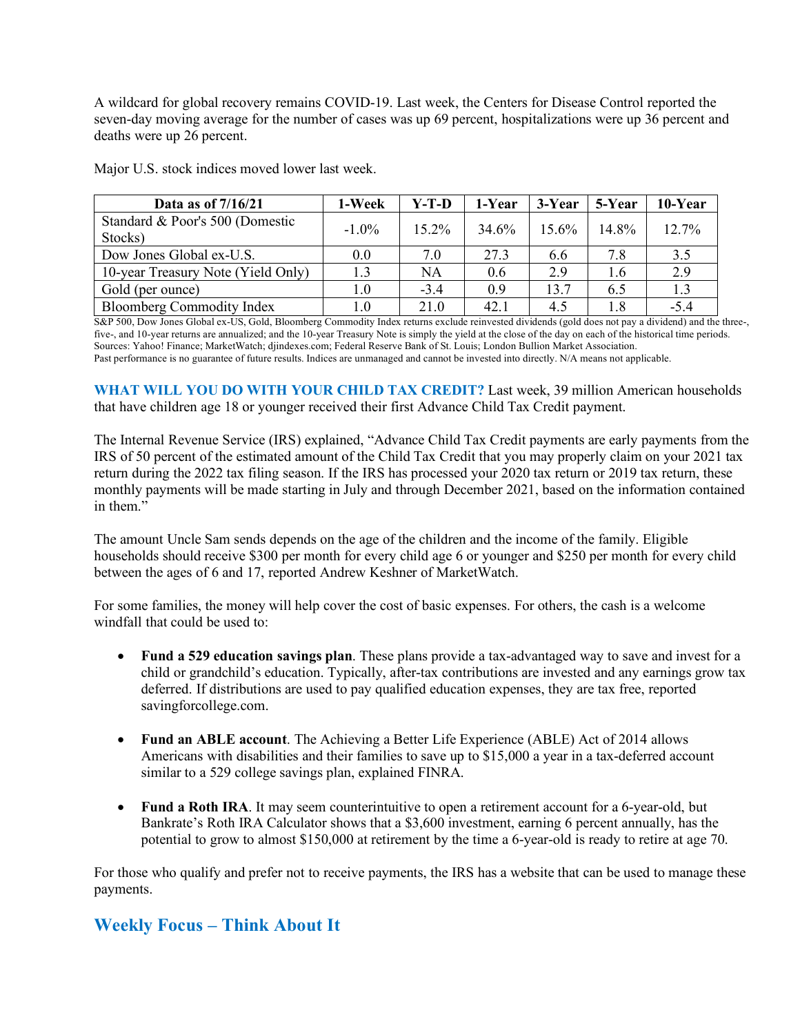A wildcard for global recovery remains COVID-19. Last week, the Centers for Disease Control reported the seven-day moving average for the number of cases was up 69 percent, hospitalizations were up 36 percent and deaths were up 26 percent.

Major U.S. stock indices moved lower last week.

| Data as of 7/16/21 | 1-Week | Y-T-D | 1-Year | 3-Year | 5-Year | 10-Year |
|---|---|---|---|---|---|---|
| Standard & Poor's 500 (Domestic Stocks) | -1.0% | 15.2% | 34.6% | 15.6% | 14.8% | 12.7% |
| Dow Jones Global ex-U.S. | 0.0 | 7.0 | 27.3 | 6.6 | 7.8 | 3.5 |
| 10-year Treasury Note (Yield Only) | 1.3 | NA | 0.6 | 2.9 | 1.6 | 2.9 |
| Gold (per ounce) | 1.0 | -3.4 | 0.9 | 13.7 | 6.5 | 1.3 |
| Bloomberg Commodity Index | 1.0 | 21.0 | 42.1 | 4.5 | 1.8 | -5.4 |

S&P 500, Dow Jones Global ex-US, Gold, Bloomberg Commodity Index returns exclude reinvested dividends (gold does not pay a dividend) and the three-, five-, and 10-year returns are annualized; and the 10-year Treasury Note is simply the yield at the close of the day on each of the historical time periods.
Sources: Yahoo! Finance; MarketWatch; djindexes.com; Federal Reserve Bank of St. Louis; London Bullion Market Association.
Past performance is no guarantee of future results. Indices are unmanaged and cannot be invested into directly. N/A means not applicable.

**WHAT WILL YOU DO WITH YOUR CHILD TAX CREDIT?** Last week, 39 million American households that have children age 18 or younger received their first Advance Child Tax Credit payment.

The Internal Revenue Service (IRS) explained, "Advance Child Tax Credit payments are early payments from the IRS of 50 percent of the estimated amount of the Child Tax Credit that you may properly claim on your 2021 tax return during the 2022 tax filing season. If the IRS has processed your 2020 tax return or 2019 tax return, these monthly payments will be made starting in July and through December 2021, based on the information contained in them."

The amount Uncle Sam sends depends on the age of the children and the income of the family. Eligible households should receive $300 per month for every child age 6 or younger and $250 per month for every child between the ages of 6 and 17, reported Andrew Keshner of MarketWatch.

For some families, the money will help cover the cost of basic expenses. For others, the cash is a welcome windfall that could be used to:

- **Fund a 529 education savings plan**. These plans provide a tax-advantaged way to save and invest for a child or grandchild's education. Typically, after-tax contributions are invested and any earnings grow tax deferred. If distributions are used to pay qualified education expenses, they are tax free, reported savingforcollege.com.

- **Fund an ABLE account**. The Achieving a Better Life Experience (ABLE) Act of 2014 allows Americans with disabilities and their families to save up to $15,000 a year in a tax-deferred account similar to a 529 college savings plan, explained FINRA.

- **Fund a Roth IRA**. It may seem counterintuitive to open a retirement account for a 6-year-old, but Bankrate's Roth IRA Calculator shows that a $3,600 investment, earning 6 percent annually, has the potential to grow to almost $150,000 at retirement by the time a 6-year-old is ready to retire at age 70.

For those who qualify and prefer not to receive payments, the IRS has a website that can be used to manage these payments.

## Weekly Focus – Think About It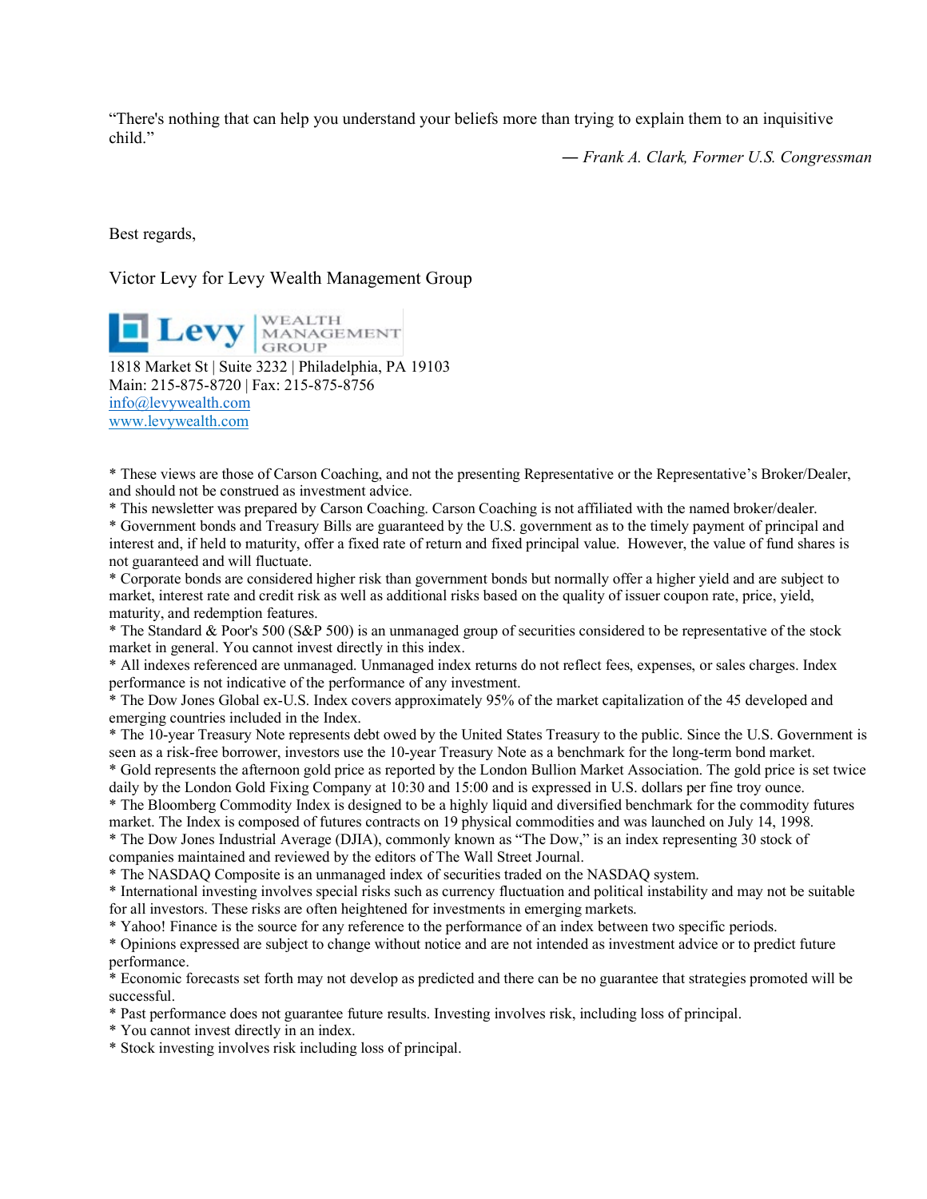“There's nothing that can help you understand your beliefs more than trying to explain them to an inquisitive child.”

— *Frank A. Clark, Former U.S. Congressman*

Best regards,

Victor Levy for Levy Wealth Management Group

Levy WEALTH MANAGEMENT GROUP

1818 Market St | Suite 3232 | Philadelphia, PA 19103
Main: 215-875-8720 | Fax: 215-875-8756
[info@levywealth.com](mailto:info@levywealth.com)
[www.levywealth.com](http://www.levywealth.com)

* These views are those of Carson Coaching, and not the presenting Representative or the Representative’s Broker/Dealer, and should not be construed as investment advice.
* This newsletter was prepared by Carson Coaching. Carson Coaching is not affiliated with the named broker/dealer.
* Government bonds and Treasury Bills are guaranteed by the U.S. government as to the timely payment of principal and interest and, if held to maturity, offer a fixed rate of return and fixed principal value. However, the value of fund shares is not guaranteed and will fluctuate.
* Corporate bonds are considered higher risk than government bonds but normally offer a higher yield and are subject to market, interest rate and credit risk as well as additional risks based on the quality of issuer coupon rate, price, yield, maturity, and redemption features.
* The Standard & Poor's 500 (S&P 500) is an unmanaged group of securities considered to be representative of the stock market in general. You cannot invest directly in this index.
* All indexes referenced are unmanaged. Unmanaged index returns do not reflect fees, expenses, or sales charges. Index performance is not indicative of the performance of any investment.
* The Dow Jones Global ex-U.S. Index covers approximately 95% of the market capitalization of the 45 developed and emerging countries included in the Index.
* The 10-year Treasury Note represents debt owed by the United States Treasury to the public. Since the U.S. Government is seen as a risk-free borrower, investors use the 10-year Treasury Note as a benchmark for the long-term bond market.
* Gold represents the afternoon gold price as reported by the London Bullion Market Association. The gold price is set twice daily by the London Gold Fixing Company at 10:30 and 15:00 and is expressed in U.S. dollars per fine troy ounce.
* The Bloomberg Commodity Index is designed to be a highly liquid and diversified benchmark for the commodity futures market. The Index is composed of futures contracts on 19 physical commodities and was launched on July 14, 1998.
* The Dow Jones Industrial Average (DJIA), commonly known as “The Dow,” is an index representing 30 stock of companies maintained and reviewed by the editors of The Wall Street Journal.
* The NASDAQ Composite is an unmanaged index of securities traded on the NASDAQ system.
* International investing involves special risks such as currency fluctuation and political instability and may not be suitable for all investors. These risks are often heightened for investments in emerging markets.
* Yahoo! Finance is the source for any reference to the performance of an index between two specific periods.
* Opinions expressed are subject to change without notice and are not intended as investment advice or to predict future performance.
* Economic forecasts set forth may not develop as predicted and there can be no guarantee that strategies promoted will be successful.
* Past performance does not guarantee future results. Investing involves risk, including loss of principal.
* You cannot invest directly in an index.
* Stock investing involves risk including loss of principal.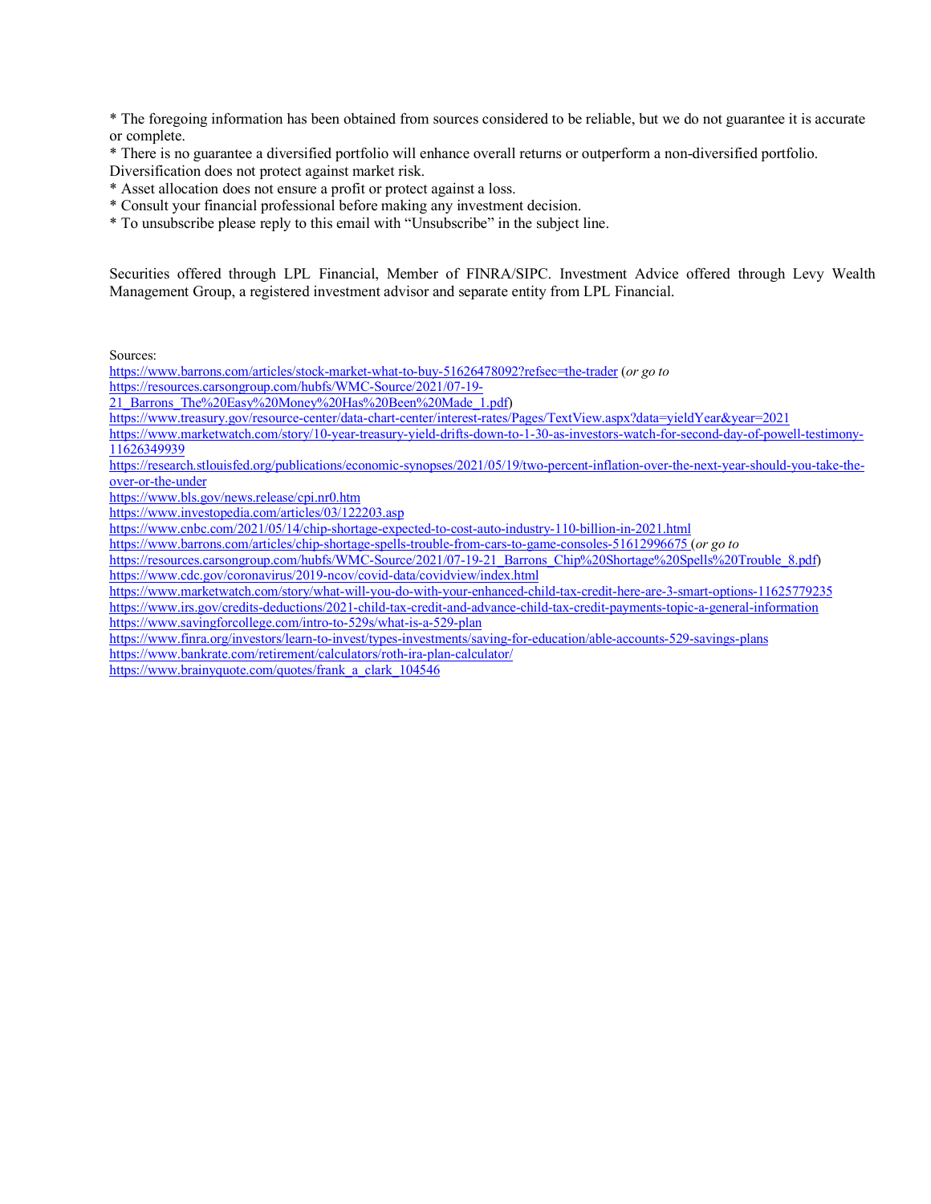* The foregoing information has been obtained from sources considered to be reliable, but we do not guarantee it is accurate or complete.
* There is no guarantee a diversified portfolio will enhance overall returns or outperform a non-diversified portfolio. Diversification does not protect against market risk.
* Asset allocation does not ensure a profit or protect against a loss.
* Consult your financial professional before making any investment decision.
* To unsubscribe please reply to this email with "Unsubscribe" in the subject line.

Securities offered through LPL Financial, Member of FINRA/SIPC. Investment Advice offered through Levy Wealth Management Group, a registered investment advisor and separate entity from LPL Financial.

Sources:
https://www.barrons.com/articles/stock-market-what-to-buy-51626478092?refsec=the-trader (*or go to* https://resources.carsongroup.com/hubfs/WMC-Source/2021/07-19-21_Barrons_The%20Easy%20Money%20Has%20Been%20Made_1.pdf)
https://www.treasury.gov/resource-center/data-chart-center/interest-rates/Pages/TextView.aspx?data=yieldYear&year=2021
https://www.marketwatch.com/story/10-year-treasury-yield-drifts-down-to-1-30-as-investors-watch-for-second-day-of-powell-testimony-11626349939
https://research.stlouisfed.org/publications/economic-synopses/2021/05/19/two-percent-inflation-over-the-next-year-should-you-take-the-over-or-the-under
https://www.bls.gov/news.release/cpi.nr0.htm
https://www.investopedia.com/articles/03/122203.asp
https://www.cnbc.com/2021/05/14/chip-shortage-expected-to-cost-auto-industry-110-billion-in-2021.html
https://www.barrons.com/articles/chip-shortage-spells-trouble-from-cars-to-game-consoles-51612996675 (*or go to* https://resources.carsongroup.com/hubfs/WMC-Source/2021/07-19-21_Barrons_Chip%20Shortage%20Spells%20Trouble_8.pdf)
https://www.cdc.gov/coronavirus/2019-ncov/covid-data/covidview/index.html
https://www.marketwatch.com/story/what-will-you-do-with-your-enhanced-child-tax-credit-here-are-3-smart-options-11625779235
https://www.irs.gov/credits-deductions/2021-child-tax-credit-and-advance-child-tax-credit-payments-topic-a-general-information
https://www.savingforcollege.com/intro-to-529s/what-is-a-529-plan
https://www.finra.org/investors/learn-to-invest/types-investments/saving-for-education/able-accounts-529-savings-plans
https://www.bankrate.com/retirement/calculators/roth-ira-plan-calculator/
https://www.brainyquote.com/quotes/frank_a_clark_104546